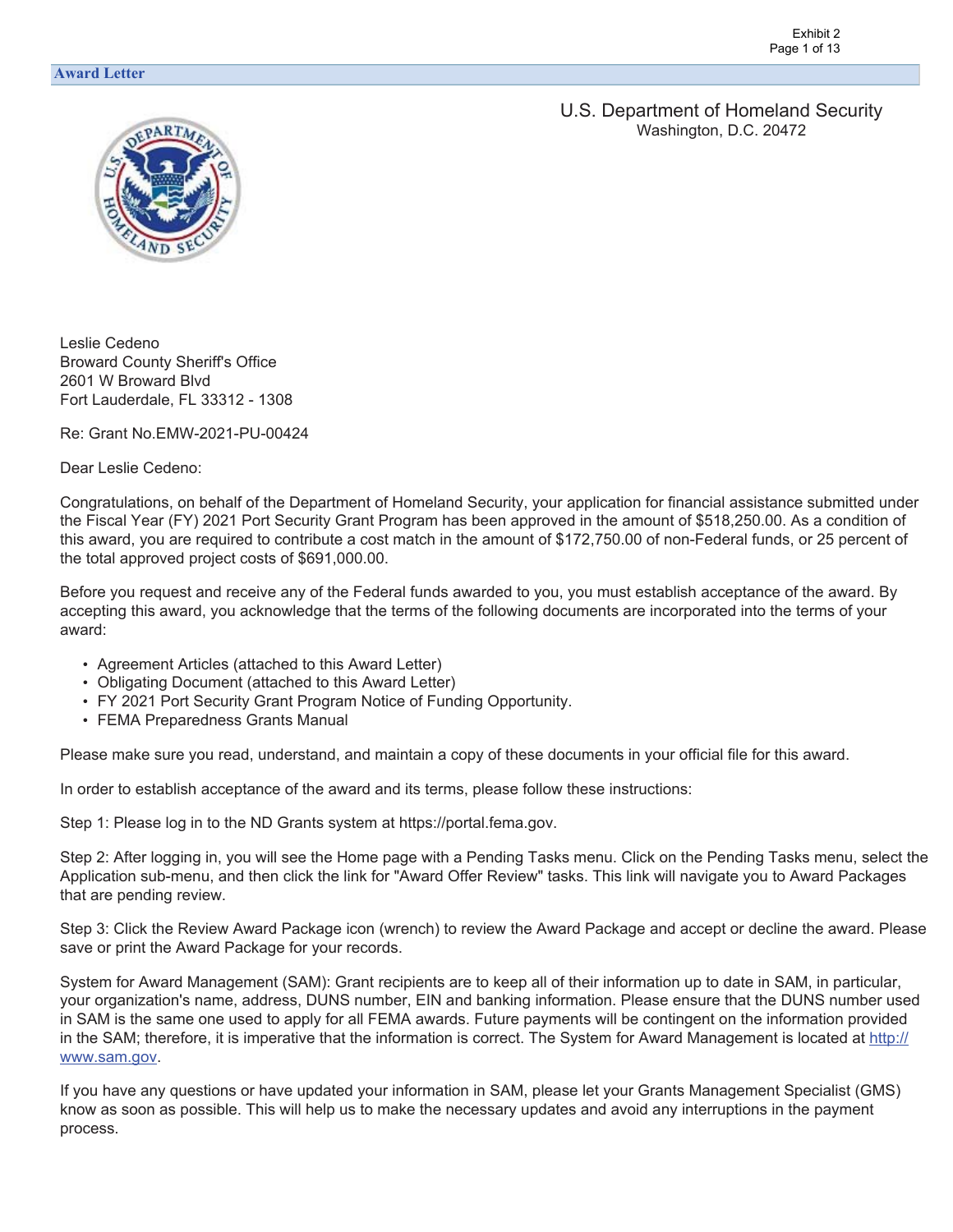## Award Letter

U.S. Department of Homeland Security
Washington, D.C. 20472

Leslie Cedeno
Broward County Sheriff's Office
2601 W Broward Blvd
Fort Lauderdale, FL 33312 - 1308

Re: Grant No.EMW-2021-PU-00424

Dear Leslie Cedeno:

Congratulations, on behalf of the Department of Homeland Security, your application for financial assistance submitted under the Fiscal Year (FY) 2021 Port Security Grant Program has been approved in the amount of $518,250.00. As a condition of this award, you are required to contribute a cost match in the amount of $172,750.00 of non-Federal funds, or 25 percent of the total approved project costs of $691,000.00.

Before you request and receive any of the Federal funds awarded to you, you must establish acceptance of the award. By accepting this award, you acknowledge that the terms of the following documents are incorporated into the terms of your award:

- Agreement Articles (attached to this Award Letter)
- Obligating Document (attached to this Award Letter)
- FY 2021 Port Security Grant Program Notice of Funding Opportunity.
- FEMA Preparedness Grants Manual

Please make sure you read, understand, and maintain a copy of these documents in your official file for this award.

In order to establish acceptance of the award and its terms, please follow these instructions:

Step 1: Please log in to the ND Grants system at https://portal.fema.gov.

Step 2: After logging in, you will see the Home page with a Pending Tasks menu. Click on the Pending Tasks menu, select the Application sub-menu, and then click the link for "Award Offer Review" tasks. This link will navigate you to Award Packages that are pending review.

Step 3: Click the Review Award Package icon (wrench) to review the Award Package and accept or decline the award. Please save or print the Award Package for your records.

System for Award Management (SAM): Grant recipients are to keep all of their information up to date in SAM, in particular, your organization's name, address, DUNS number, EIN and banking information. Please ensure that the DUNS number used in SAM is the same one used to apply for all FEMA awards. Future payments will be contingent on the information provided in the SAM; therefore, it is imperative that the information is correct. The System for Award Management is located at http://www.sam.gov.

If you have any questions or have updated your information in SAM, please let your Grants Management Specialist (GMS) know as soon as possible. This will help us to make the necessary updates and avoid any interruptions in the payment process.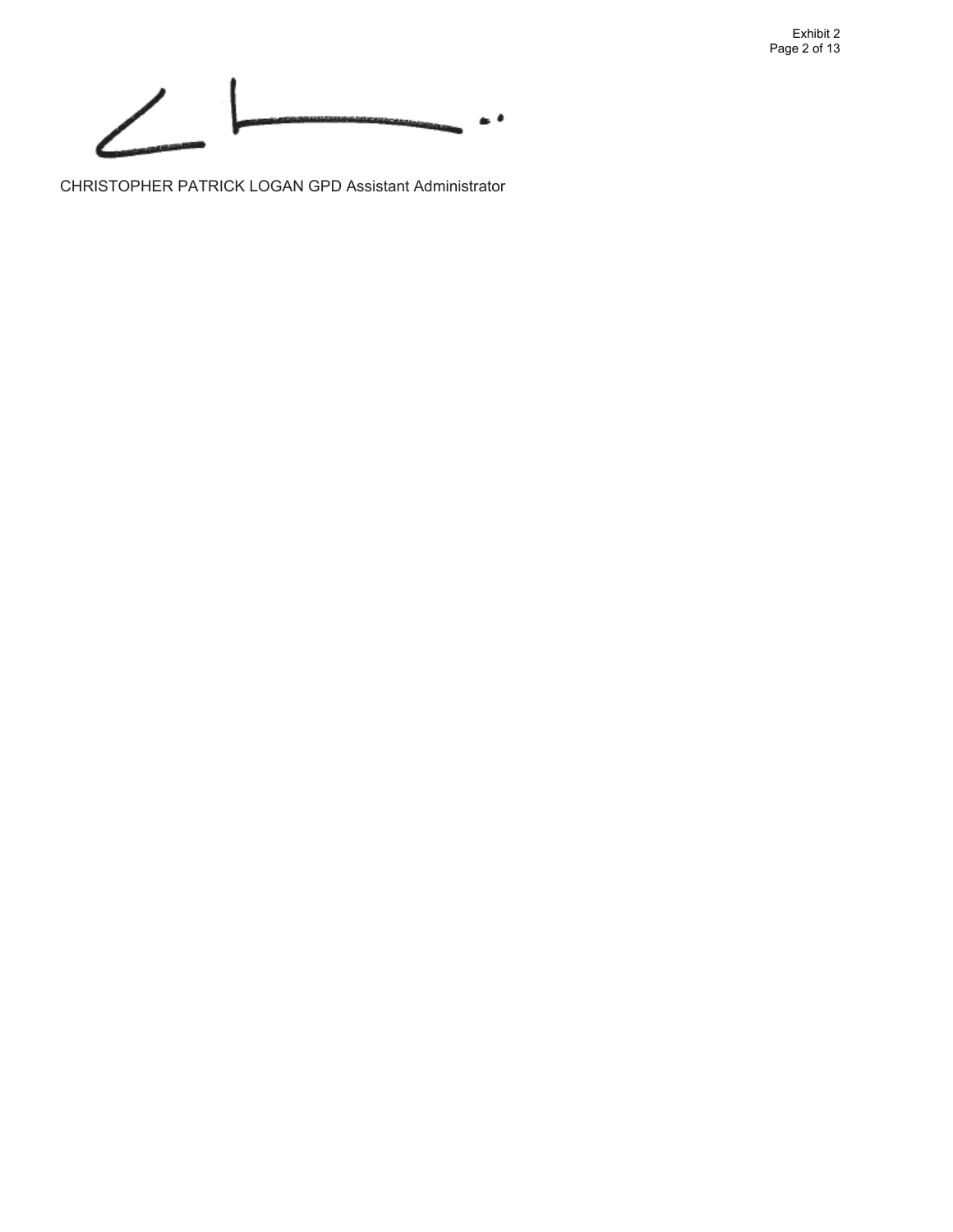CHRISTOPHER PATRICK LOGAN GPD Assistant Administrator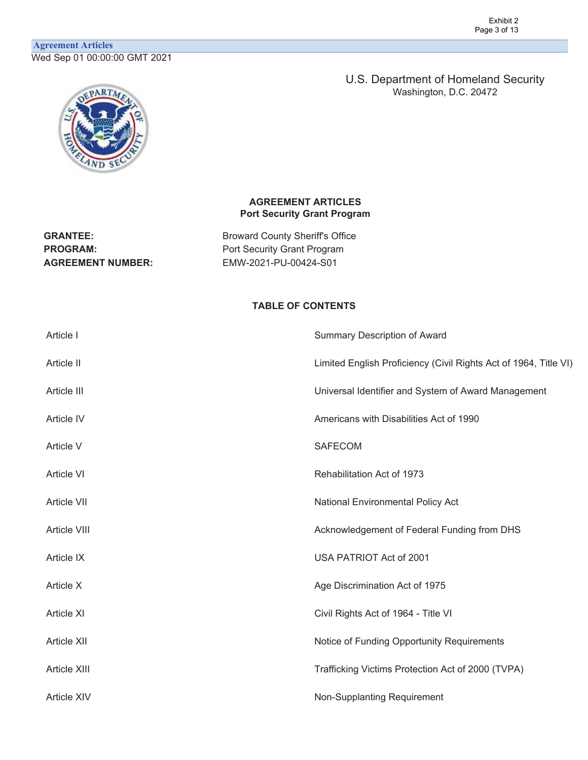Agreement Articles

Wed Sep 01 00:00:00 GMT 2021

U.S. Department of Homeland Security
Washington, D.C. 20472

**AGREEMENT ARTICLES**
**Port Security Grant Program**

| | |
|---|---|
| **GRANTEE:** | Broward County Sheriff's Office |
| **PROGRAM:** | Port Security Grant Program |
| **AGREEMENT NUMBER:** | EMW-2021-PU-00424-S01 |

**TABLE OF CONTENTS**

| | |
|---|---|
| Article I | Summary Description of Award |
| Article II | Limited English Proficiency (Civil Rights Act of 1964, Title VI) |
| Article III | Universal Identifier and System of Award Management |
| Article IV | Americans with Disabilities Act of 1990 |
| Article V | SAFECOM |
| Article VI | Rehabilitation Act of 1973 |
| Article VII | National Environmental Policy Act |
| Article VIII | Acknowledgement of Federal Funding from DHS |
| Article IX | USA PATRIOT Act of 2001 |
| Article X | Age Discrimination Act of 1975 |
| Article XI | Civil Rights Act of 1964 - Title VI |
| Article XII | Notice of Funding Opportunity Requirements |
| Article XIII | Trafficking Victims Protection Act of 2000 (TVPA) |
| Article XIV | Non-Supplanting Requirement |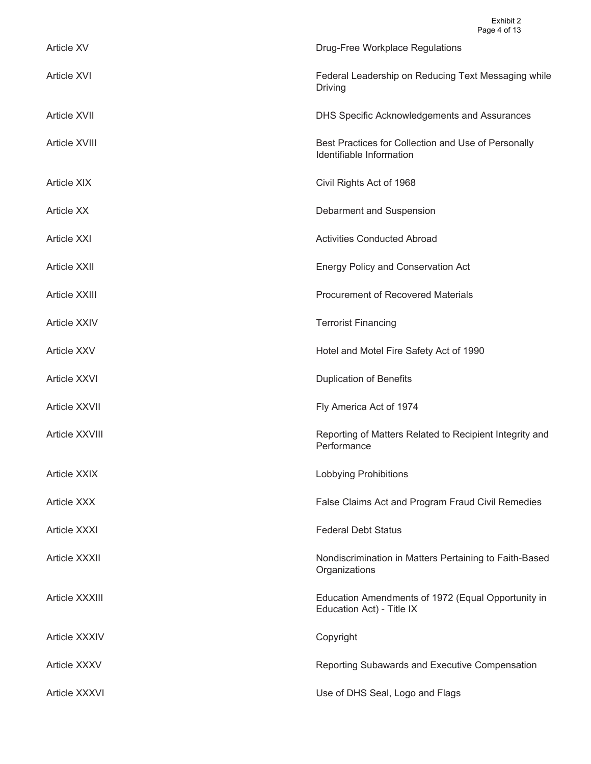| | |
|---|---|
| Article XV | Drug-Free Workplace Regulations |
| Article XVI | Federal Leadership on Reducing Text Messaging while Driving |
| Article XVII | DHS Specific Acknowledgements and Assurances |
| Article XVIII | Best Practices for Collection and Use of Personally Identifiable Information |
| Article XIX | Civil Rights Act of 1968 |
| Article XX | Debarment and Suspension |
| Article XXI | Activities Conducted Abroad |
| Article XXII | Energy Policy and Conservation Act |
| Article XXIII | Procurement of Recovered Materials |
| Article XXIV | Terrorist Financing |
| Article XXV | Hotel and Motel Fire Safety Act of 1990 |
| Article XXVI | Duplication of Benefits |
| Article XXVII | Fly America Act of 1974 |
| Article XXVIII | Reporting of Matters Related to Recipient Integrity and Performance |
| Article XXIX | Lobbying Prohibitions |
| Article XXX | False Claims Act and Program Fraud Civil Remedies |
| Article XXXI | Federal Debt Status |
| Article XXXII | Nondiscrimination in Matters Pertaining to Faith-Based Organizations |
| Article XXXIII | Education Amendments of 1972 (Equal Opportunity in Education Act) - Title IX |
| Article XXXIV | Copyright |
| Article XXXV | Reporting Subawards and Executive Compensation |
| Article XXXVI | Use of DHS Seal, Logo and Flags |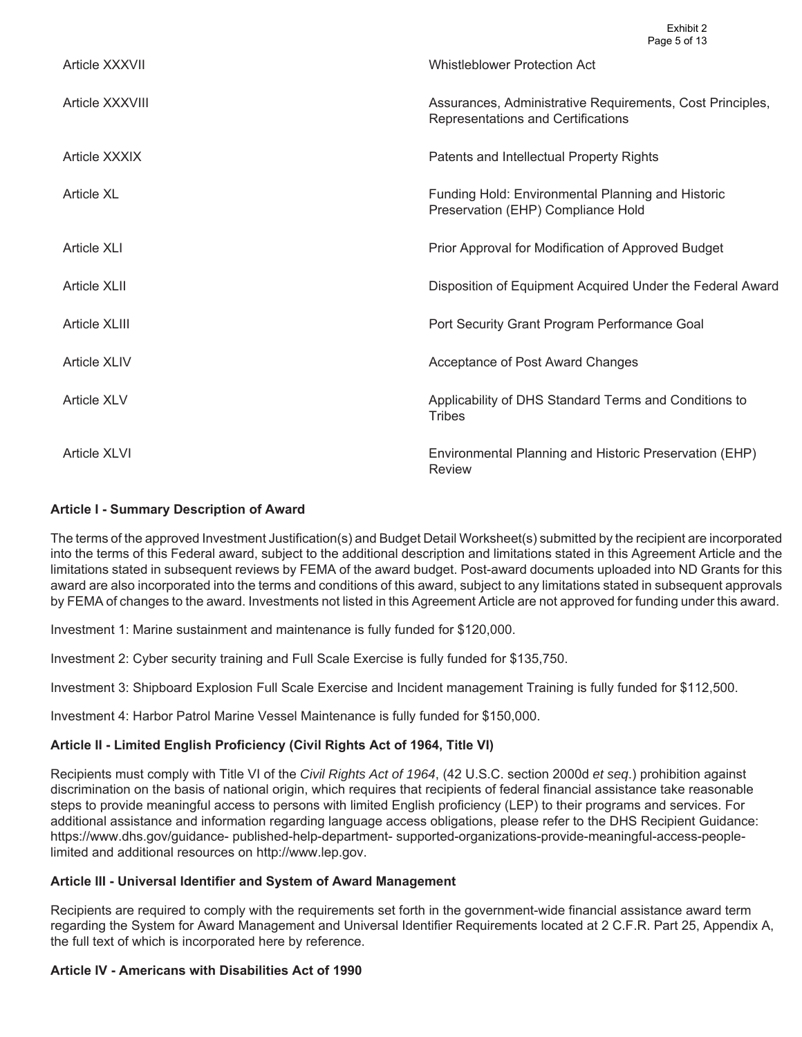| | |
|---|---|
| Article XXXVII | Whistleblower Protection Act |
| Article XXXVIII | Assurances, Administrative Requirements, Cost Principles, Representations and Certifications |
| Article XXXIX | Patents and Intellectual Property Rights |
| Article XL | Funding Hold: Environmental Planning and Historic Preservation (EHP) Compliance Hold |
| Article XLI | Prior Approval for Modification of Approved Budget |
| Article XLII | Disposition of Equipment Acquired Under the Federal Award |
| Article XLIII | Port Security Grant Program Performance Goal |
| Article XLIV | Acceptance of Post Award Changes |
| Article XLV | Applicability of DHS Standard Terms and Conditions to Tribes |
| Article XLVI | Environmental Planning and Historic Preservation (EHP) Review |

**Article I - Summary Description of Award**

The terms of the approved Investment Justification(s) and Budget Detail Worksheet(s) submitted by the recipient are incorporated into the terms of this Federal award, subject to the additional description and limitations stated in this Agreement Article and the limitations stated in subsequent reviews by FEMA of the award budget. Post-award documents uploaded into ND Grants for this award are also incorporated into the terms and conditions of this award, subject to any limitations stated in subsequent approvals by FEMA of changes to the award. Investments not listed in this Agreement Article are not approved for funding under this award.

Investment 1: Marine sustainment and maintenance is fully funded for $120,000.

Investment 2: Cyber security training and Full Scale Exercise is fully funded for $135,750.

Investment 3: Shipboard Explosion Full Scale Exercise and Incident management Training is fully funded for $112,500.

Investment 4: Harbor Patrol Marine Vessel Maintenance is fully funded for $150,000.

**Article II - Limited English Proficiency (Civil Rights Act of 1964, Title VI)**

Recipients must comply with Title VI of the *Civil Rights Act of 1964*, (42 U.S.C. section 2000d *et seq*.) prohibition against discrimination on the basis of national origin, which requires that recipients of federal financial assistance take reasonable steps to provide meaningful access to persons with limited English proficiency (LEP) to their programs and services. For additional assistance and information regarding language access obligations, please refer to the DHS Recipient Guidance: https://www.dhs.gov/guidance- published-help-department- supported-organizations-provide-meaningful-access-people-limited and additional resources on http://www.lep.gov.

**Article III - Universal Identifier and System of Award Management**

Recipients are required to comply with the requirements set forth in the government-wide financial assistance award term regarding the System for Award Management and Universal Identifier Requirements located at 2 C.F.R. Part 25, Appendix A, the full text of which is incorporated here by reference.

**Article IV - Americans with Disabilities Act of 1990**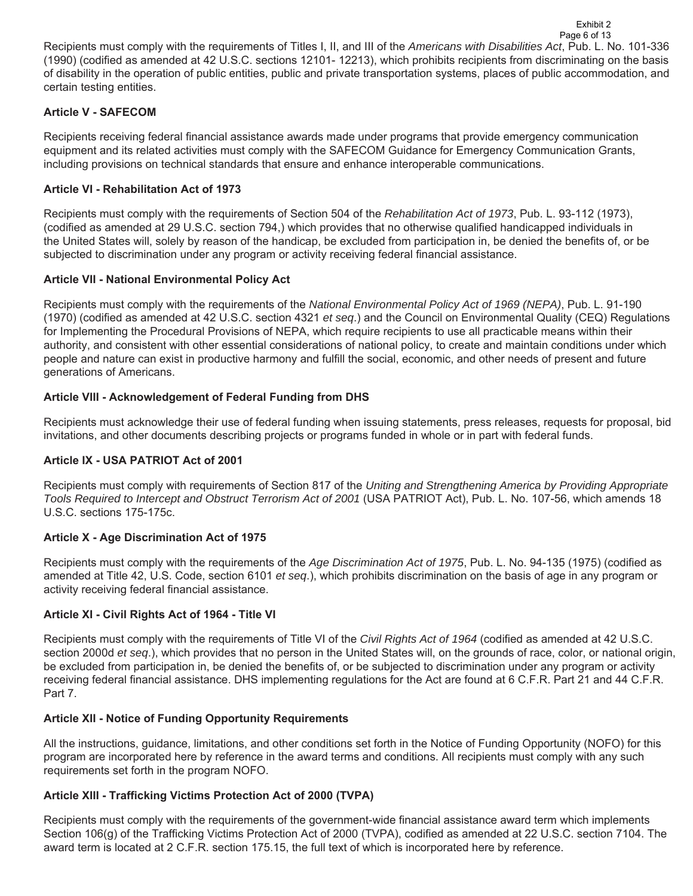Recipients must comply with the requirements of Titles I, II, and III of the *Americans with Disabilities Act*, Pub. L. No. 101-336 (1990) (codified as amended at 42 U.S.C. sections 12101- 12213), which prohibits recipients from discriminating on the basis of disability in the operation of public entities, public and private transportation systems, places of public accommodation, and certain testing entities.

### Article V - SAFECOM

Recipients receiving federal financial assistance awards made under programs that provide emergency communication equipment and its related activities must comply with the SAFECOM Guidance for Emergency Communication Grants, including provisions on technical standards that ensure and enhance interoperable communications.

### Article VI - Rehabilitation Act of 1973

Recipients must comply with the requirements of Section 504 of the *Rehabilitation Act of 1973*, Pub. L. 93-112 (1973), (codified as amended at 29 U.S.C. section 794,) which provides that no otherwise qualified handicapped individuals in the United States will, solely by reason of the handicap, be excluded from participation in, be denied the benefits of, or be subjected to discrimination under any program or activity receiving federal financial assistance.

### Article VII - National Environmental Policy Act

Recipients must comply with the requirements of the *National Environmental Policy Act of 1969 (NEPA)*, Pub. L. 91-190 (1970) (codified as amended at 42 U.S.C. section 4321 *et seq*.) and the Council on Environmental Quality (CEQ) Regulations for Implementing the Procedural Provisions of NEPA, which require recipients to use all practicable means within their authority, and consistent with other essential considerations of national policy, to create and maintain conditions under which people and nature can exist in productive harmony and fulfill the social, economic, and other needs of present and future generations of Americans.

### Article VIII - Acknowledgement of Federal Funding from DHS

Recipients must acknowledge their use of federal funding when issuing statements, press releases, requests for proposal, bid invitations, and other documents describing projects or programs funded in whole or in part with federal funds.

### Article IX - USA PATRIOT Act of 2001

Recipients must comply with requirements of Section 817 of the *Uniting and Strengthening America by Providing Appropriate Tools Required to Intercept and Obstruct Terrorism Act of 2001* (USA PATRIOT Act), Pub. L. No. 107-56, which amends 18 U.S.C. sections 175-175c.

### Article X - Age Discrimination Act of 1975

Recipients must comply with the requirements of the *Age Discrimination Act of 1975*, Pub. L. No. 94-135 (1975) (codified as amended at Title 42, U.S. Code, section 6101 *et seq*.), which prohibits discrimination on the basis of age in any program or activity receiving federal financial assistance.

### Article XI - Civil Rights Act of 1964 - Title VI

Recipients must comply with the requirements of Title VI of the *Civil Rights Act of 1964* (codified as amended at 42 U.S.C. section 2000d *et seq*.), which provides that no person in the United States will, on the grounds of race, color, or national origin, be excluded from participation in, be denied the benefits of, or be subjected to discrimination under any program or activity receiving federal financial assistance. DHS implementing regulations for the Act are found at 6 C.F.R. Part 21 and 44 C.F.R. Part 7.

### Article XII - Notice of Funding Opportunity Requirements

All the instructions, guidance, limitations, and other conditions set forth in the Notice of Funding Opportunity (NOFO) for this program are incorporated here by reference in the award terms and conditions. All recipients must comply with any such requirements set forth in the program NOFO.

### Article XIII - Trafficking Victims Protection Act of 2000 (TVPA)

Recipients must comply with the requirements of the government-wide financial assistance award term which implements Section 106(g) of the Trafficking Victims Protection Act of 2000 (TVPA), codified as amended at 22 U.S.C. section 7104. The award term is located at 2 C.F.R. section 175.15, the full text of which is incorporated here by reference.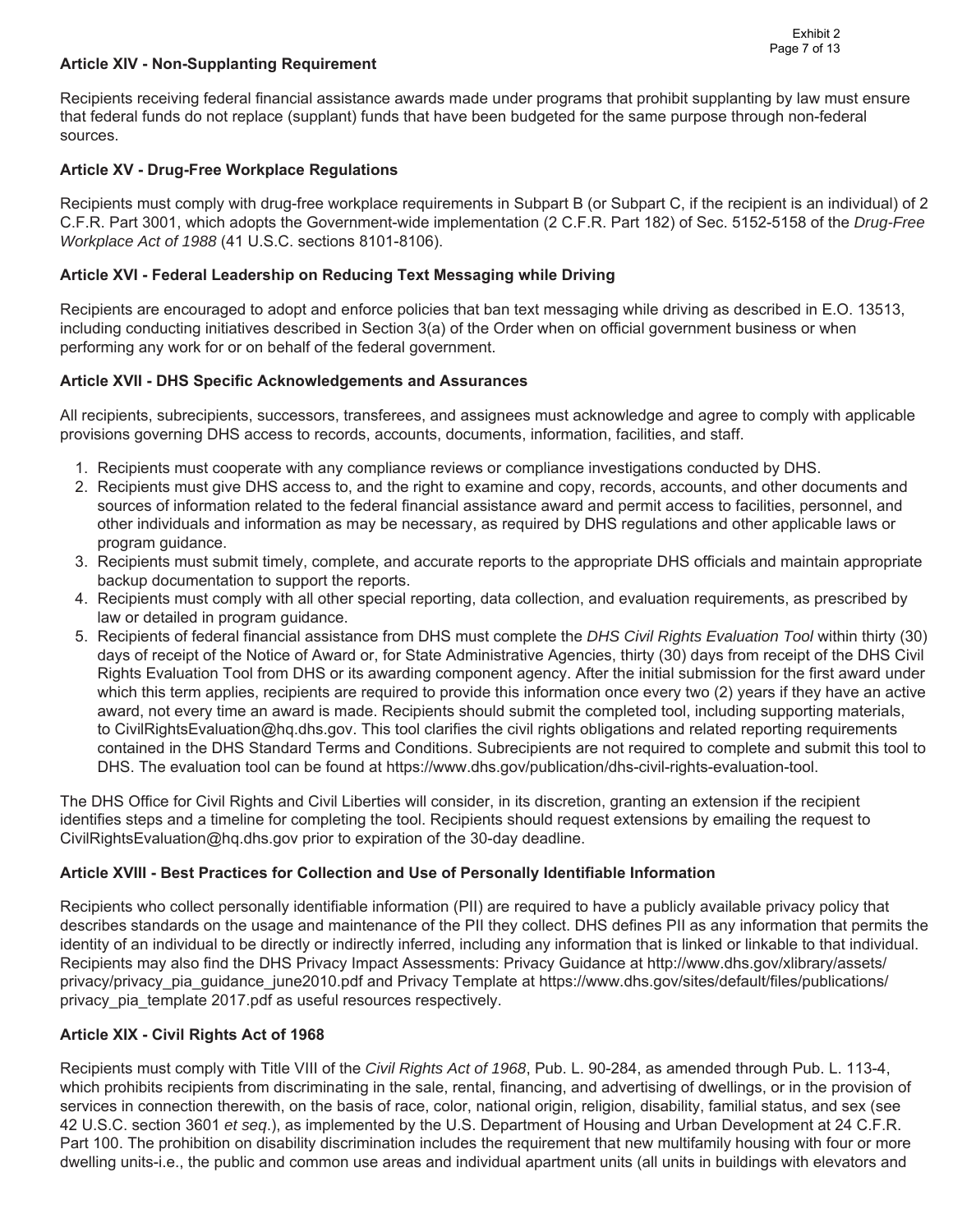### Article XIV - Non-Supplanting Requirement

Recipients receiving federal financial assistance awards made under programs that prohibit supplanting by law must ensure that federal funds do not replace (supplant) funds that have been budgeted for the same purpose through non-federal sources.

### Article XV - Drug-Free Workplace Regulations

Recipients must comply with drug-free workplace requirements in Subpart B (or Subpart C, if the recipient is an individual) of 2 C.F.R. Part 3001, which adopts the Government-wide implementation (2 C.F.R. Part 182) of Sec. 5152-5158 of the *Drug-Free Workplace Act of 1988* (41 U.S.C. sections 8101-8106).

### Article XVI - Federal Leadership on Reducing Text Messaging while Driving

Recipients are encouraged to adopt and enforce policies that ban text messaging while driving as described in E.O. 13513, including conducting initiatives described in Section 3(a) of the Order when on official government business or when performing any work for or on behalf of the federal government.

### Article XVII - DHS Specific Acknowledgements and Assurances

All recipients, subrecipients, successors, transferees, and assignees must acknowledge and agree to comply with applicable provisions governing DHS access to records, accounts, documents, information, facilities, and staff.

1. Recipients must cooperate with any compliance reviews or compliance investigations conducted by DHS.
2. Recipients must give DHS access to, and the right to examine and copy, records, accounts, and other documents and sources of information related to the federal financial assistance award and permit access to facilities, personnel, and other individuals and information as may be necessary, as required by DHS regulations and other applicable laws or program guidance.
3. Recipients must submit timely, complete, and accurate reports to the appropriate DHS officials and maintain appropriate backup documentation to support the reports.
4. Recipients must comply with all other special reporting, data collection, and evaluation requirements, as prescribed by law or detailed in program guidance.
5. Recipients of federal financial assistance from DHS must complete the *DHS Civil Rights Evaluation Tool* within thirty (30) days of receipt of the Notice of Award or, for State Administrative Agencies, thirty (30) days from receipt of the DHS Civil Rights Evaluation Tool from DHS or its awarding component agency. After the initial submission for the first award under which this term applies, recipients are required to provide this information once every two (2) years if they have an active award, not every time an award is made. Recipients should submit the completed tool, including supporting materials, to CivilRightsEvaluation@hq.dhs.gov. This tool clarifies the civil rights obligations and related reporting requirements contained in the DHS Standard Terms and Conditions. Subrecipients are not required to complete and submit this tool to DHS. The evaluation tool can be found at https://www.dhs.gov/publication/dhs-civil-rights-evaluation-tool.

The DHS Office for Civil Rights and Civil Liberties will consider, in its discretion, granting an extension if the recipient identifies steps and a timeline for completing the tool. Recipients should request extensions by emailing the request to CivilRightsEvaluation@hq.dhs.gov prior to expiration of the 30-day deadline.

### Article XVIII - Best Practices for Collection and Use of Personally Identifiable Information

Recipients who collect personally identifiable information (PII) are required to have a publicly available privacy policy that describes standards on the usage and maintenance of the PII they collect. DHS defines PII as any information that permits the identity of an individual to be directly or indirectly inferred, including any information that is linked or linkable to that individual. Recipients may also find the DHS Privacy Impact Assessments: Privacy Guidance at http://www.dhs.gov/xlibrary/assets/privacy/privacy_pia_guidance_june2010.pdf and Privacy Template at https://www.dhs.gov/sites/default/files/publications/privacy_pia_template 2017.pdf as useful resources respectively.

### Article XIX - Civil Rights Act of 1968

Recipients must comply with Title VIII of the *Civil Rights Act of 1968*, Pub. L. 90-284, as amended through Pub. L. 113-4, which prohibits recipients from discriminating in the sale, rental, financing, and advertising of dwellings, or in the provision of services in connection therewith, on the basis of race, color, national origin, religion, disability, familial status, and sex (see 42 U.S.C. section 3601 *et seq.*), as implemented by the U.S. Department of Housing and Urban Development at 24 C.F.R. Part 100. The prohibition on disability discrimination includes the requirement that new multifamily housing with four or more dwelling units-i.e., the public and common use areas and individual apartment units (all units in buildings with elevators and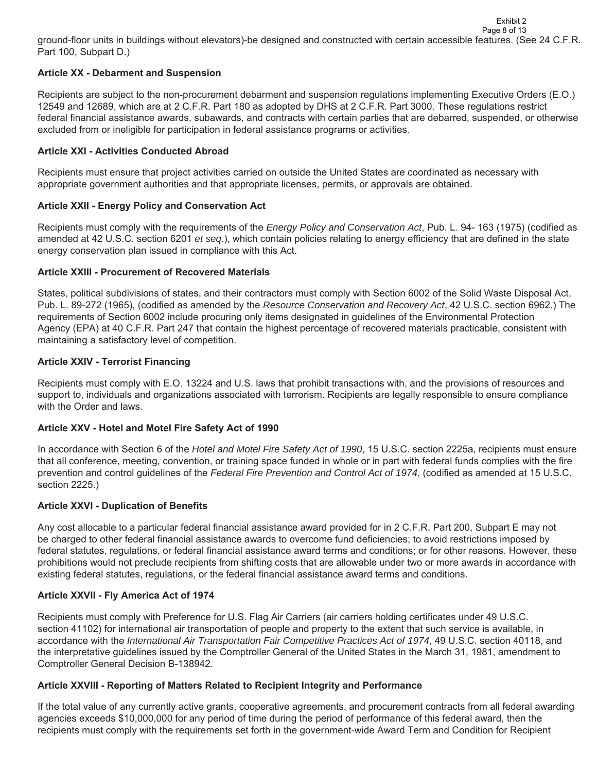ground-floor units in buildings without elevators)-be designed and constructed with certain accessible features. (See 24 C.F.R. Part 100, Subpart D.)

**Article XX - Debarment and Suspension**

Recipients are subject to the non-procurement debarment and suspension regulations implementing Executive Orders (E.O.) 12549 and 12689, which are at 2 C.F.R. Part 180 as adopted by DHS at 2 C.F.R. Part 3000. These regulations restrict federal financial assistance awards, subawards, and contracts with certain parties that are debarred, suspended, or otherwise excluded from or ineligible for participation in federal assistance programs or activities.

**Article XXI - Activities Conducted Abroad**

Recipients must ensure that project activities carried on outside the United States are coordinated as necessary with appropriate government authorities and that appropriate licenses, permits, or approvals are obtained.

**Article XXII - Energy Policy and Conservation Act**

Recipients must comply with the requirements of the *Energy Policy and Conservation Act*, Pub. L. 94- 163 (1975) (codified as amended at 42 U.S.C. section 6201 *et seq*.), which contain policies relating to energy efficiency that are defined in the state energy conservation plan issued in compliance with this Act.

**Article XXIII - Procurement of Recovered Materials**

States, political subdivisions of states, and their contractors must comply with Section 6002 of the Solid Waste Disposal Act, Pub. L. 89-272 (1965), (codified as amended by the *Resource Conservation and Recovery Act*, 42 U.S.C. section 6962.) The requirements of Section 6002 include procuring only items designated in guidelines of the Environmental Protection Agency (EPA) at 40 C.F.R. Part 247 that contain the highest percentage of recovered materials practicable, consistent with maintaining a satisfactory level of competition.

**Article XXIV - Terrorist Financing**

Recipients must comply with E.O. 13224 and U.S. laws that prohibit transactions with, and the provisions of resources and support to, individuals and organizations associated with terrorism. Recipients are legally responsible to ensure compliance with the Order and laws.

**Article XXV - Hotel and Motel Fire Safety Act of 1990**

In accordance with Section 6 of the *Hotel and Motel Fire Safety Act of 1990*, 15 U.S.C. section 2225a, recipients must ensure that all conference, meeting, convention, or training space funded in whole or in part with federal funds complies with the fire prevention and control guidelines of the *Federal Fire Prevention and Control Act of 1974*, (codified as amended at 15 U.S.C. section 2225.)

**Article XXVI - Duplication of Benefits**

Any cost allocable to a particular federal financial assistance award provided for in 2 C.F.R. Part 200, Subpart E may not be charged to other federal financial assistance awards to overcome fund deficiencies; to avoid restrictions imposed by federal statutes, regulations, or federal financial assistance award terms and conditions; or for other reasons. However, these prohibitions would not preclude recipients from shifting costs that are allowable under two or more awards in accordance with existing federal statutes, regulations, or the federal financial assistance award terms and conditions.

**Article XXVII - Fly America Act of 1974**

Recipients must comply with Preference for U.S. Flag Air Carriers (air carriers holding certificates under 49 U.S.C. section 41102) for international air transportation of people and property to the extent that such service is available, in accordance with the *International Air Transportation Fair Competitive Practices Act of 1974*, 49 U.S.C. section 40118, and the interpretative guidelines issued by the Comptroller General of the United States in the March 31, 1981, amendment to Comptroller General Decision B-138942.

**Article XXVIII - Reporting of Matters Related to Recipient Integrity and Performance**

If the total value of any currently active grants, cooperative agreements, and procurement contracts from all federal awarding agencies exceeds $10,000,000 for any period of time during the period of performance of this federal award, then the recipients must comply with the requirements set forth in the government-wide Award Term and Condition for Recipient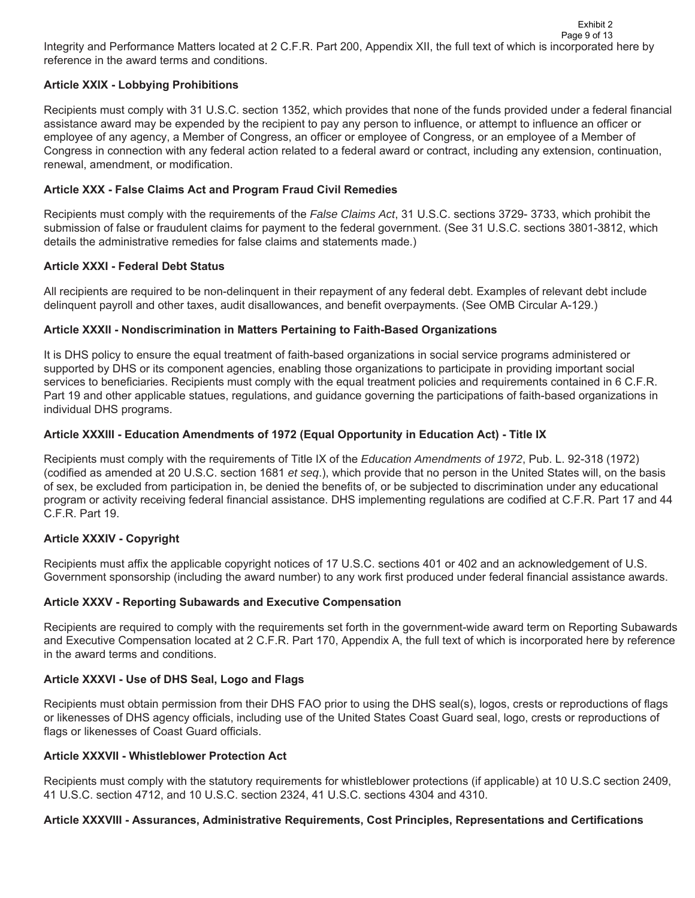Integrity and Performance Matters located at 2 C.F.R. Part 200, Appendix XII, the full text of which is incorporated here by reference in the award terms and conditions.

**Article XXIX - Lobbying Prohibitions**

Recipients must comply with 31 U.S.C. section 1352, which provides that none of the funds provided under a federal financial assistance award may be expended by the recipient to pay any person to influence, or attempt to influence an officer or employee of any agency, a Member of Congress, an officer or employee of Congress, or an employee of a Member of Congress in connection with any federal action related to a federal award or contract, including any extension, continuation, renewal, amendment, or modification.

**Article XXX - False Claims Act and Program Fraud Civil Remedies**

Recipients must comply with the requirements of the *False Claims Act*, 31 U.S.C. sections 3729- 3733, which prohibit the submission of false or fraudulent claims for payment to the federal government. (See 31 U.S.C. sections 3801-3812, which details the administrative remedies for false claims and statements made.)

**Article XXXI - Federal Debt Status**

All recipients are required to be non-delinquent in their repayment of any federal debt. Examples of relevant debt include delinquent payroll and other taxes, audit disallowances, and benefit overpayments. (See OMB Circular A-129.)

**Article XXXII - Nondiscrimination in Matters Pertaining to Faith-Based Organizations**

It is DHS policy to ensure the equal treatment of faith-based organizations in social service programs administered or supported by DHS or its component agencies, enabling those organizations to participate in providing important social services to beneficiaries. Recipients must comply with the equal treatment policies and requirements contained in 6 C.F.R. Part 19 and other applicable statues, regulations, and guidance governing the participations of faith-based organizations in individual DHS programs.

**Article XXXIII - Education Amendments of 1972 (Equal Opportunity in Education Act) - Title IX**

Recipients must comply with the requirements of Title IX of the *Education Amendments of 1972*, Pub. L. 92-318 (1972) (codified as amended at 20 U.S.C. section 1681 *et seq*.), which provide that no person in the United States will, on the basis of sex, be excluded from participation in, be denied the benefits of, or be subjected to discrimination under any educational program or activity receiving federal financial assistance. DHS implementing regulations are codified at C.F.R. Part 17 and 44 C.F.R. Part 19.

**Article XXXIV - Copyright**

Recipients must affix the applicable copyright notices of 17 U.S.C. sections 401 or 402 and an acknowledgement of U.S. Government sponsorship (including the award number) to any work first produced under federal financial assistance awards.

**Article XXXV - Reporting Subawards and Executive Compensation**

Recipients are required to comply with the requirements set forth in the government-wide award term on Reporting Subawards and Executive Compensation located at 2 C.F.R. Part 170, Appendix A, the full text of which is incorporated here by reference in the award terms and conditions.

**Article XXXVI - Use of DHS Seal, Logo and Flags**

Recipients must obtain permission from their DHS FAO prior to using the DHS seal(s), logos, crests or reproductions of flags or likenesses of DHS agency officials, including use of the United States Coast Guard seal, logo, crests or reproductions of flags or likenesses of Coast Guard officials.

**Article XXXVII - Whistleblower Protection Act**

Recipients must comply with the statutory requirements for whistleblower protections (if applicable) at 10 U.S.C section 2409, 41 U.S.C. section 4712, and 10 U.S.C. section 2324, 41 U.S.C. sections 4304 and 4310.

**Article XXXVIII - Assurances, Administrative Requirements, Cost Principles, Representations and Certifications**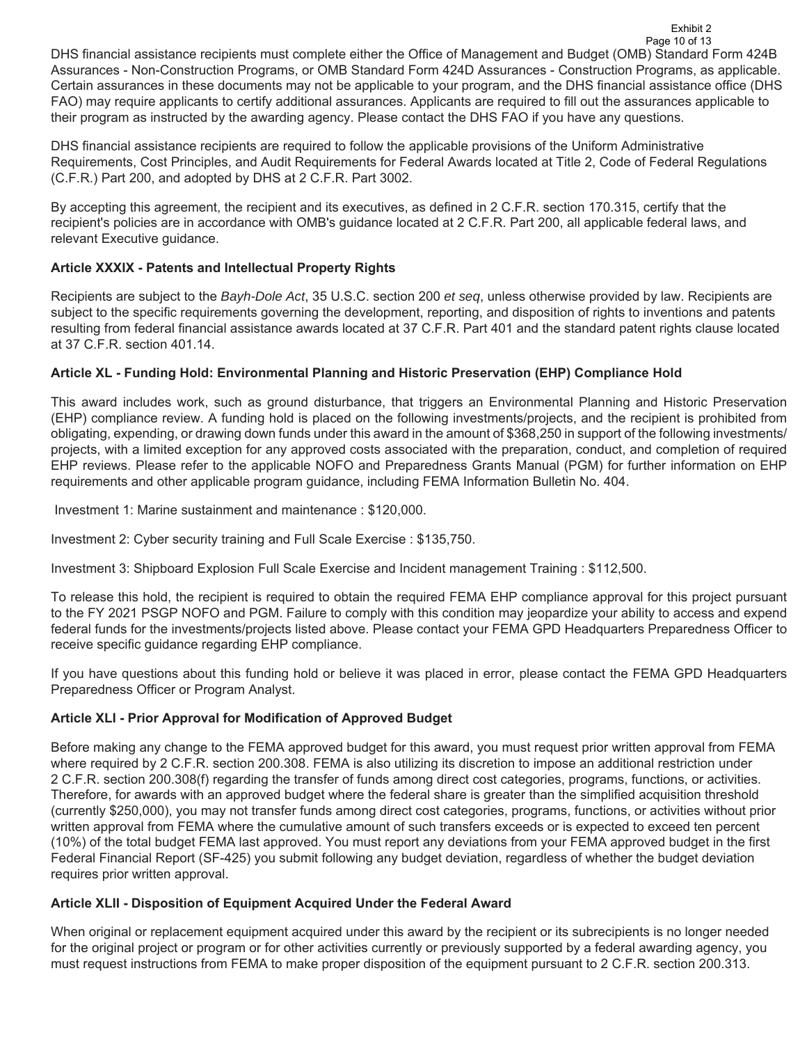DHS financial assistance recipients must complete either the Office of Management and Budget (OMB) Standard Form 424B Assurances - Non-Construction Programs, or OMB Standard Form 424D Assurances - Construction Programs, as applicable. Certain assurances in these documents may not be applicable to your program, and the DHS financial assistance office (DHS FAO) may require applicants to certify additional assurances. Applicants are required to fill out the assurances applicable to their program as instructed by the awarding agency. Please contact the DHS FAO if you have any questions.

DHS financial assistance recipients are required to follow the applicable provisions of the Uniform Administrative Requirements, Cost Principles, and Audit Requirements for Federal Awards located at Title 2, Code of Federal Regulations (C.F.R.) Part 200, and adopted by DHS at 2 C.F.R. Part 3002.

By accepting this agreement, the recipient and its executives, as defined in 2 C.F.R. section 170.315, certify that the recipient's policies are in accordance with OMB's guidance located at 2 C.F.R. Part 200, all applicable federal laws, and relevant Executive guidance.

**Article XXXIX - Patents and Intellectual Property Rights**

Recipients are subject to the *Bayh-Dole Act*, 35 U.S.C. section 200 *et seq*, unless otherwise provided by law. Recipients are subject to the specific requirements governing the development, reporting, and disposition of rights to inventions and patents resulting from federal financial assistance awards located at 37 C.F.R. Part 401 and the standard patent rights clause located at 37 C.F.R. section 401.14.

**Article XL - Funding Hold: Environmental Planning and Historic Preservation (EHP) Compliance Hold**

This award includes work, such as ground disturbance, that triggers an Environmental Planning and Historic Preservation (EHP) compliance review. A funding hold is placed on the following investments/projects, and the recipient is prohibited from obligating, expending, or drawing down funds under this award in the amount of $368,250 in support of the following investments/projects, with a limited exception for any approved costs associated with the preparation, conduct, and completion of required EHP reviews. Please refer to the applicable NOFO and Preparedness Grants Manual (PGM) for further information on EHP requirements and other applicable program guidance, including FEMA Information Bulletin No. 404.

Investment 1: Marine sustainment and maintenance : $120,000.

Investment 2: Cyber security training and Full Scale Exercise : $135,750.

Investment 3: Shipboard Explosion Full Scale Exercise and Incident management Training : $112,500.

To release this hold, the recipient is required to obtain the required FEMA EHP compliance approval for this project pursuant to the FY 2021 PSGP NOFO and PGM. Failure to comply with this condition may jeopardize your ability to access and expend federal funds for the investments/projects listed above. Please contact your FEMA GPD Headquarters Preparedness Officer to receive specific guidance regarding EHP compliance.

If you have questions about this funding hold or believe it was placed in error, please contact the FEMA GPD Headquarters Preparedness Officer or Program Analyst.

**Article XLI - Prior Approval for Modification of Approved Budget**

Before making any change to the FEMA approved budget for this award, you must request prior written approval from FEMA where required by 2 C.F.R. section 200.308. FEMA is also utilizing its discretion to impose an additional restriction under 2 C.F.R. section 200.308(f) regarding the transfer of funds among direct cost categories, programs, functions, or activities. Therefore, for awards with an approved budget where the federal share is greater than the simplified acquisition threshold (currently $250,000), you may not transfer funds among direct cost categories, programs, functions, or activities without prior written approval from FEMA where the cumulative amount of such transfers exceeds or is expected to exceed ten percent (10%) of the total budget FEMA last approved. You must report any deviations from your FEMA approved budget in the first Federal Financial Report (SF-425) you submit following any budget deviation, regardless of whether the budget deviation requires prior written approval.

**Article XLII - Disposition of Equipment Acquired Under the Federal Award**

When original or replacement equipment acquired under this award by the recipient or its subrecipients is no longer needed for the original project or program or for other activities currently or previously supported by a federal awarding agency, you must request instructions from FEMA to make proper disposition of the equipment pursuant to 2 C.F.R. section 200.313.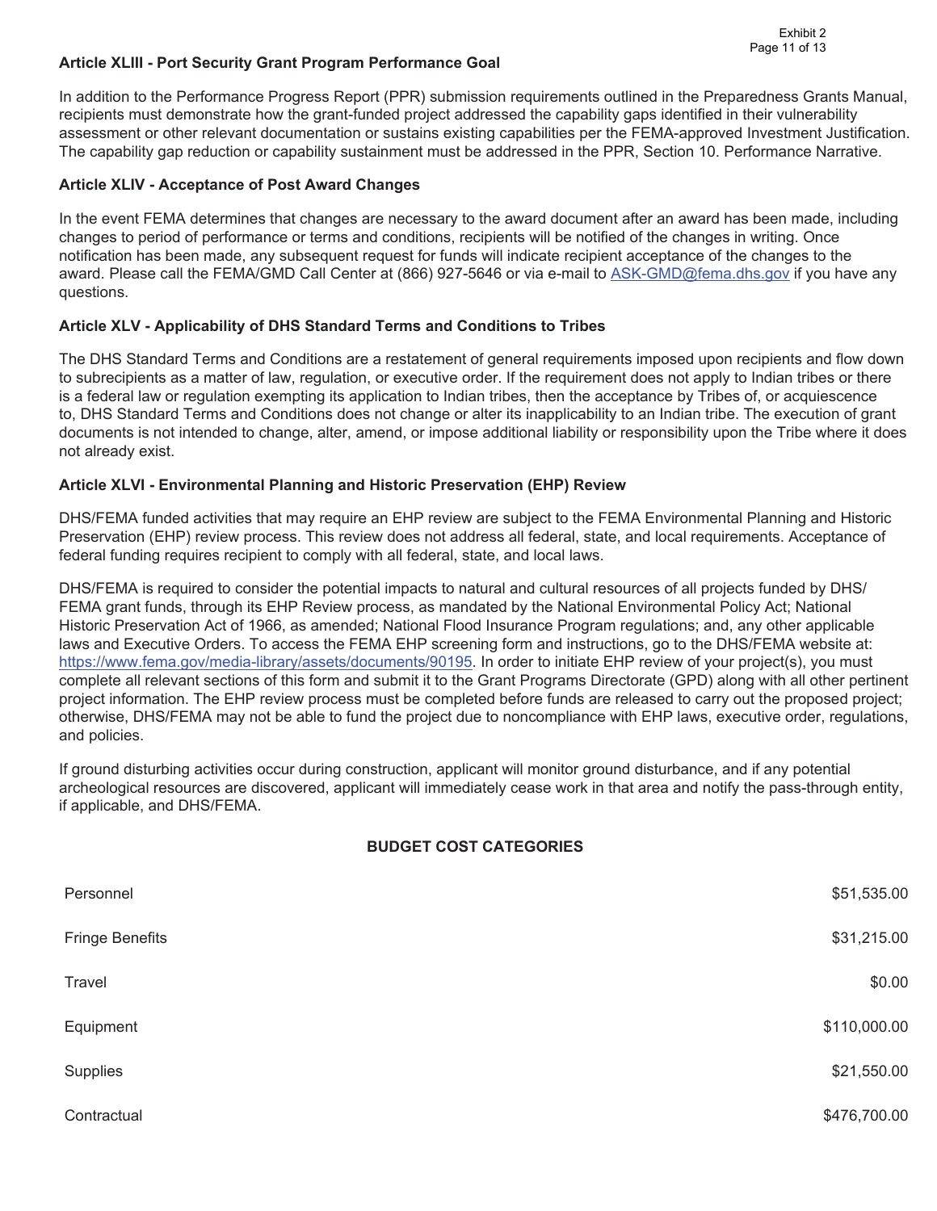### Article XLIII - Port Security Grant Program Performance Goal

In addition to the Performance Progress Report (PPR) submission requirements outlined in the Preparedness Grants Manual, recipients must demonstrate how the grant-funded project addressed the capability gaps identified in their vulnerability assessment or other relevant documentation or sustains existing capabilities per the FEMA-approved Investment Justification. The capability gap reduction or capability sustainment must be addressed in the PPR, Section 10. Performance Narrative.

### Article XLIV - Acceptance of Post Award Changes

In the event FEMA determines that changes are necessary to the award document after an award has been made, including changes to period of performance or terms and conditions, recipients will be notified of the changes in writing. Once notification has been made, any subsequent request for funds will indicate recipient acceptance of the changes to the award. Please call the FEMA/GMD Call Center at (866) 927-5646 or via e-mail to ASK-GMD@fema.dhs.gov if you have any questions.

### Article XLV - Applicability of DHS Standard Terms and Conditions to Tribes

The DHS Standard Terms and Conditions are a restatement of general requirements imposed upon recipients and flow down to subrecipients as a matter of law, regulation, or executive order. If the requirement does not apply to Indian tribes or there is a federal law or regulation exempting its application to Indian tribes, then the acceptance by Tribes of, or acquiescence to, DHS Standard Terms and Conditions does not change or alter its inapplicability to an Indian tribe. The execution of grant documents is not intended to change, alter, amend, or impose additional liability or responsibility upon the Tribe where it does not already exist.

### Article XLVI - Environmental Planning and Historic Preservation (EHP) Review

DHS/FEMA funded activities that may require an EHP review are subject to the FEMA Environmental Planning and Historic Preservation (EHP) review process. This review does not address all federal, state, and local requirements. Acceptance of federal funding requires recipient to comply with all federal, state, and local laws.

DHS/FEMA is required to consider the potential impacts to natural and cultural resources of all projects funded by DHS/FEMA grant funds, through its EHP Review process, as mandated by the National Environmental Policy Act; National Historic Preservation Act of 1966, as amended; National Flood Insurance Program regulations; and, any other applicable laws and Executive Orders. To access the FEMA EHP screening form and instructions, go to the DHS/FEMA website at: https://www.fema.gov/media-library/assets/documents/90195. In order to initiate EHP review of your project(s), you must complete all relevant sections of this form and submit it to the Grant Programs Directorate (GPD) along with all other pertinent project information. The EHP review process must be completed before funds are released to carry out the proposed project; otherwise, DHS/FEMA may not be able to fund the project due to noncompliance with EHP laws, executive order, regulations, and policies.

If ground disturbing activities occur during construction, applicant will monitor ground disturbance, and if any potential archeological resources are discovered, applicant will immediately cease work in that area and notify the pass-through entity, if applicable, and DHS/FEMA.

**BUDGET COST CATEGORIES**

| | |
|---|---|
| Personnel | $51,535.00 |
| Fringe Benefits | $31,215.00 |
| Travel | $0.00 |
| Equipment | $110,000.00 |
| Supplies | $21,550.00 |
| Contractual | $476,700.00 |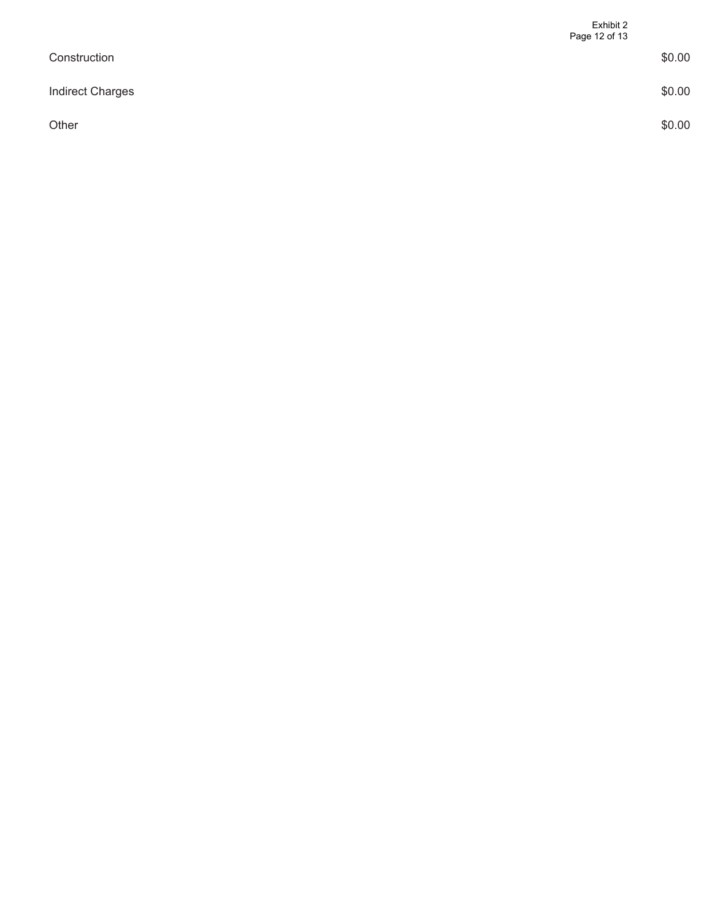| | |
|---|---|
| Construction | $0.00 |
| Indirect Charges | $0.00 |
| Other | $0.00 |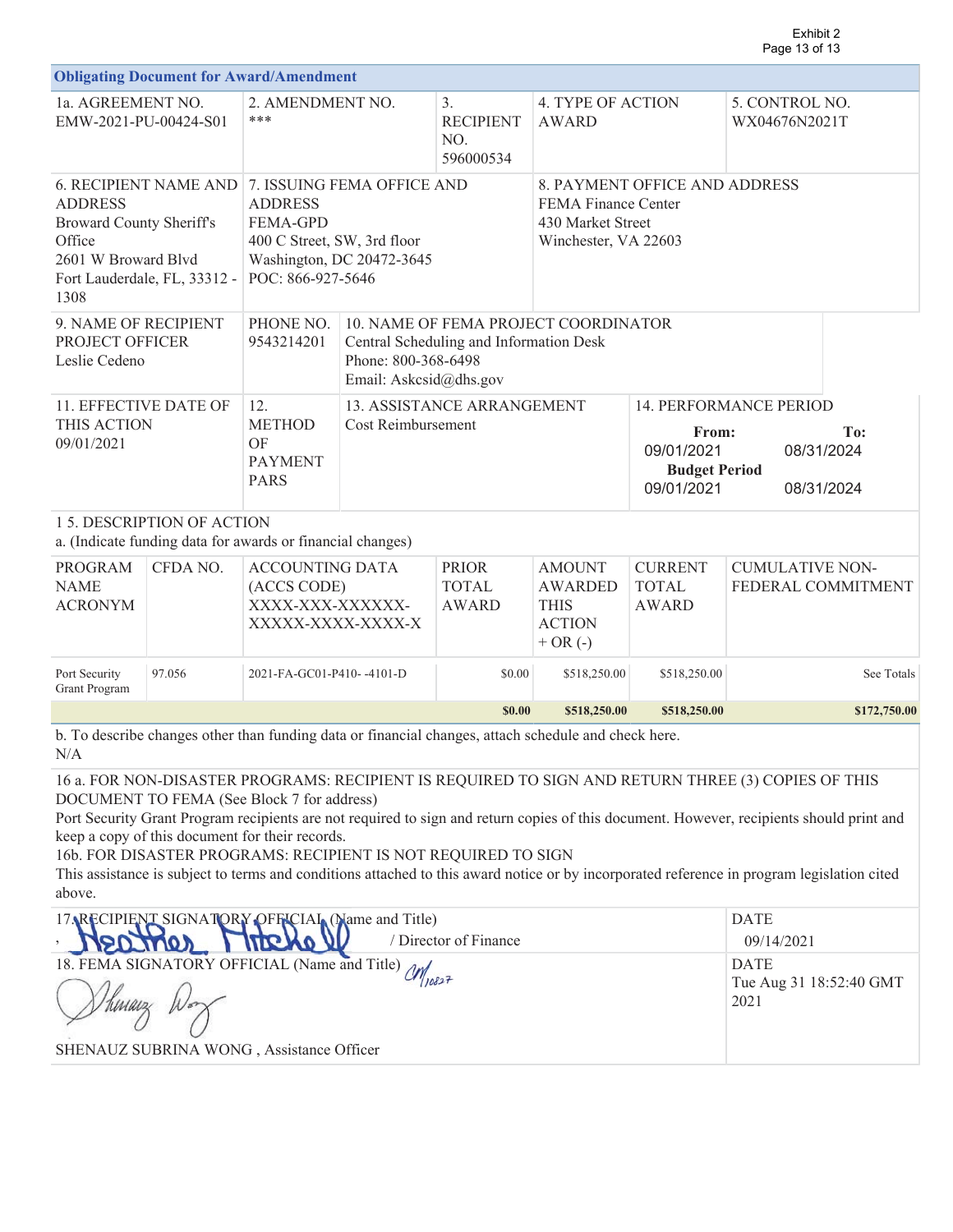Exhibit 2

## Obligating Document for Award/Amendment

| 1a. AGREEMENT NO. | 2. AMENDMENT NO. | 3. RECIPIENT NO. | 4. TYPE OF ACTION | 5. CONTROL NO. |
|---|---|---|---|---|
| EMW-2021-PU-00424-S01 | *** | 596000534 | AWARD | WX04676N2021T |

| 6. RECIPIENT NAME AND ADDRESS | 7. ISSUING FEMA OFFICE AND ADDRESS | 8. PAYMENT OFFICE AND ADDRESS |
|---|---|---|
| Broward County Sheriff's Office<br>2601 W Broward Blvd<br>Fort Lauderdale, FL, 33312 - 1308 | FEMA-GPD<br>400 C Street, SW, 3rd floor<br>Washington, DC 20472-3645<br>POC: 866-927-5646 | FEMA Finance Center<br>430 Market Street<br>Winchester, VA 22603 |

| 9. NAME OF RECIPIENT PROJECT OFFICER | PHONE NO. | 10. NAME OF FEMA PROJECT COORDINATOR |
|---|---|---|
| Leslie Cedeno | 9543214201 | Central Scheduling and Information Desk<br>Phone: 800-368-6498<br>Email: Askcsid@dhs.gov |

| 11. EFFECTIVE DATE OF THIS ACTION | 12. METHOD OF PAYMENT | 13. ASSISTANCE ARRANGEMENT | 14. PERFORMANCE PERIOD |
|---|---|---|---|
| 09/01/2021 | PARS | Cost Reimbursement | **From:** 09/01/2021 **To:** 08/31/2024<br>**Budget Period**<br>09/01/2021 08/31/2024 |

15. DESCRIPTION OF ACTION

a. (Indicate funding data for awards or financial changes)

| PROGRAM NAME ACRONYM | CFDA NO. | ACCOUNTING DATA (ACCS CODE) XXXX-XXX-XXXXXX-XXXXX-XXXX-XXXX-X | PRIOR TOTAL AWARD | AMOUNT AWARDED THIS ACTION + OR (-) | CURRENT TOTAL AWARD | CUMULATIVE NON-FEDERAL COMMITMENT |
|---|---|---|---|---|---|---|
| Port Security Grant Program | 97.056 | 2021-FA-GC01-P410- -4101-D | $0.00 | $518,250.00 | $518,250.00 | See Totals |
| | | | **$0.00** | **$518,250.00** | **$518,250.00** | **$172,750.00** |

b. To describe changes other than funding data or financial changes, attach schedule and check here.
N/A

16 a. FOR NON-DISASTER PROGRAMS: RECIPIENT IS REQUIRED TO SIGN AND RETURN THREE (3) COPIES OF THIS DOCUMENT TO FEMA (See Block 7 for address)
Port Security Grant Program recipients are not required to sign and return copies of this document. However, recipients should print and keep a copy of this document for their records.
16b. FOR DISASTER PROGRAMS: RECIPIENT IS NOT REQUIRED TO SIGN
This assistance is subject to terms and conditions attached to this award notice or by incorporated reference in program legislation cited above.

| 17. RECIPIENT SIGNATORY OFFICIAL (Name and Title) | DATE |
|---|---|
| Heather Mitchell / Director of Finance | 09/14/2021 |
| **18. FEMA SIGNATORY OFFICIAL (Name and Title)** | **DATE** |
| SHENAUZ SUBRINA WONG , Assistance Officer | Tue Aug 31 18:52:40 GMT 2021 |